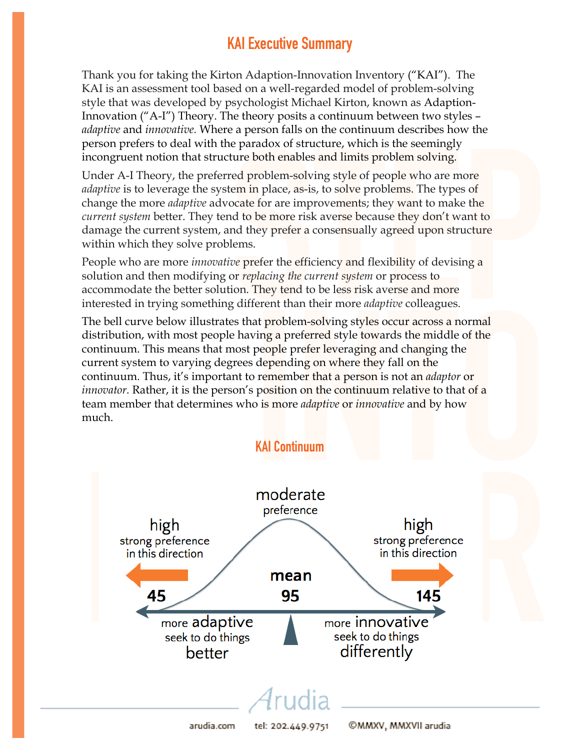# KAI Executive Summary

Thank you for taking the Kirton Adaption-Innovation Inventory ("KAI"). The KAI is an assessment tool based on a well-regarded model of problem-solving style that was developed by psychologist Michael Kirton, known as Adaption-Innovation ("A-I") Theory. The theory posits a continuum between two styles – *adaptive* and *innovative.* Where a person falls on the continuum describes how the person prefers to deal with the paradox of structure, which is the seemingly incongruent notion that structure both enables and limits problem solving.

Under A-I Theory, the preferred problem-solving style of people who are more *adaptive* is to leverage the system in place, as-is, to solve problems. The types of change the more *adaptive* advocate for are improvements; they want to make the *current system* better. They tend to be more risk averse because they don't want to damage the current system, and they prefer a consensually agreed upon structure within which they solve problems.

People who are more *innovative* prefer the efficiency and flexibility of devising a solution and then modifying or *replacing the current system* or process to accommodate the better solution. They tend to be less risk averse and more interested in trying something different than their more *adaptive* colleagues.

The bell curve below illustrates that problem-solving styles occur across a normal distribution, with most people having a preferred style towards the middle of the continuum. This means that most people prefer leveraging and changing the current system to varying degrees depending on where they fall on the continuum. Thus, it's important to remember that a person is not an *adaptor* or *innovator.* Rather, it is the person's position on the continuum relative to that of a team member that determines who is more *adaptive* or *innovative* and by how much.

## KAI Continuum

moderate preference

high — strong preference in this direction (45)

mean 95

high — strong preference in this direction (145)

more adaptive — seek to do things better

more innovative — seek to do things differently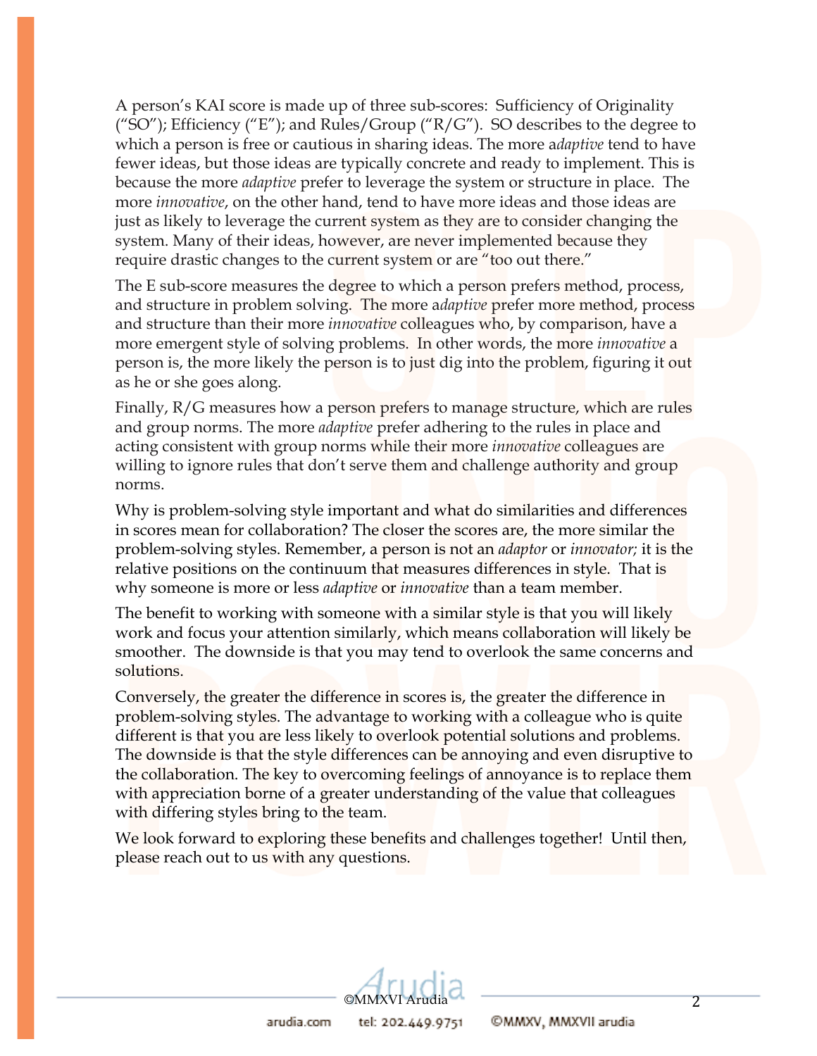A person's KAI score is made up of three sub-scores: Sufficiency of Originality ("SO"); Efficiency ("E"); and Rules/Group ("R/G"). SO describes to the degree to which a person is free or cautious in sharing ideas. The more a*daptive* tend to have fewer ideas, but those ideas are typically concrete and ready to implement. This is because the more *adaptive* prefer to leverage the system or structure in place. The more *innovative*, on the other hand, tend to have more ideas and those ideas are just as likely to leverage the current system as they are to consider changing the system. Many of their ideas, however, are never implemented because they require drastic changes to the current system or are "too out there."

The E sub-score measures the degree to which a person prefers method, process, and structure in problem solving. The more a*daptive* prefer more method, process and structure than their more *innovative* colleagues who, by comparison, have a more emergent style of solving problems. In other words, the more *innovative* a person is, the more likely the person is to just dig into the problem, figuring it out as he or she goes along.

Finally, R/G measures how a person prefers to manage structure, which are rules and group norms. The more *adaptive* prefer adhering to the rules in place and acting consistent with group norms while their more *innovative* colleagues are willing to ignore rules that don't serve them and challenge authority and group norms.

Why is problem-solving style important and what do similarities and differences in scores mean for collaboration? The closer the scores are, the more similar the problem-solving styles. Remember, a person is not an *adaptor* or *innovator;* it is the relative positions on the continuum that measures differences in style. That is why someone is more or less *adaptive* or *innovative* than a team member.

The benefit to working with someone with a similar style is that you will likely work and focus your attention similarly, which means collaboration will likely be smoother. The downside is that you may tend to overlook the same concerns and solutions.

Conversely, the greater the difference in scores is, the greater the difference in problem-solving styles. The advantage to working with a colleague who is quite different is that you are less likely to overlook potential solutions and problems. The downside is that the style differences can be annoying and even disruptive to the collaboration. The key to overcoming feelings of annoyance is to replace them with appreciation borne of a greater understanding of the value that colleagues with differing styles bring to the team.

We look forward to exploring these benefits and challenges together! Until then, please reach out to us with any questions.